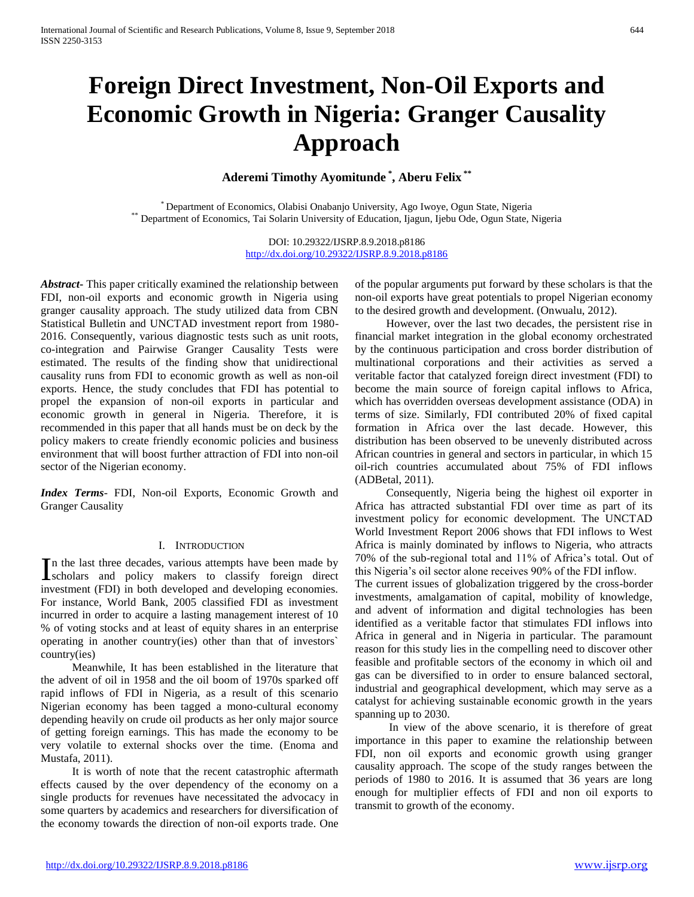# Foreign Direct Investment, Non-Oil Exports and Economic Growth in Nigeria: Granger Causality Approach

**Aderemi Timothy Ayomitunde [*], Aberu Felix [**]**

[*] Department of Economics, Olabisi Onabanjo University, Ago Iwoye, Ogun State, Nigeria
[**] Department of Economics, Tai Solarin University of Education, Ijagun, Ijebu Ode, Ogun State, Nigeria

DOI: 10.29322/IJSRP.8.9.2018.p8186
http://dx.doi.org/10.29322/IJSRP.8.9.2018.p8186

***Abstract*-** This paper critically examined the relationship between FDI, non-oil exports and economic growth in Nigeria using granger causality approach. The study utilized data from CBN Statistical Bulletin and UNCTAD investment report from 1980-2016. Consequently, various diagnostic tests such as unit roots, co-integration and Pairwise Granger Causality Tests were estimated. The results of the finding show that unidirectional causality runs from FDI to economic growth as well as non-oil exports. Hence, the study concludes that FDI has potential to propel the expansion of non-oil exports in particular and economic growth in general in Nigeria. Therefore, it is recommended in this paper that all hands must be on deck by the policy makers to create friendly economic policies and business environment that will boost further attraction of FDI into non-oil sector of the Nigerian economy.

***Index Terms*-** FDI, Non-oil Exports, Economic Growth and Granger Causality

## I. Introduction

In the last three decades, various attempts have been made by scholars and policy makers to classify foreign direct investment (FDI) in both developed and developing economies. For instance, World Bank, 2005 classified FDI as investment incurred in order to acquire a lasting management interest of 10 % of voting stocks and at least of equity shares in an enterprise operating in another country(ies) other than that of investors` country(ies)

Meanwhile, It has been established in the literature that the advent of oil in 1958 and the oil boom of 1970s sparked off rapid inflows of FDI in Nigeria, as a result of this scenario Nigerian economy has been tagged a mono-cultural economy depending heavily on crude oil products as her only major source of getting foreign earnings. This has made the economy to be very volatile to external shocks over the time. (Enoma and Mustafa, 2011).

It is worth of note that the recent catastrophic aftermath effects caused by the over dependency of the economy on a single products for revenues have necessitated the advocacy in some quarters by academics and researchers for diversification of the economy towards the direction of non-oil exports trade. One of the popular arguments put forward by these scholars is that the non-oil exports have great potentials to propel Nigerian economy to the desired growth and development. (Onwualu, 2012).

However, over the last two decades, the persistent rise in financial market integration in the global economy orchestrated by the continuous participation and cross border distribution of multinational corporations and their activities as served a veritable factor that catalyzed foreign direct investment (FDI) to become the main source of foreign capital inflows to Africa, which has overridden overseas development assistance (ODA) in terms of size. Similarly, FDI contributed 20% of fixed capital formation in Africa over the last decade. However, this distribution has been observed to be unevenly distributed across African countries in general and sectors in particular, in which 15 oil-rich countries accumulated about 75% of FDI inflows (ADBetal, 2011).

Consequently, Nigeria being the highest oil exporter in Africa has attracted substantial FDI over time as part of its investment policy for economic development. The UNCTAD World Investment Report 2006 shows that FDI inflows to West Africa is mainly dominated by inflows to Nigeria, who attracts 70% of the sub-regional total and 11% of Africa's total. Out of this Nigeria's oil sector alone receives 90% of the FDI inflow.

The current issues of globalization triggered by the cross-border investments, amalgamation of capital, mobility of knowledge, and advent of information and digital technologies has been identified as a veritable factor that stimulates FDI inflows into Africa in general and in Nigeria in particular. The paramount reason for this study lies in the compelling need to discover other feasible and profitable sectors of the economy in which oil and gas can be diversified to in order to ensure balanced sectoral, industrial and geographical development, which may serve as a catalyst for achieving sustainable economic growth in the years spanning up to 2030.

In view of the above scenario, it is therefore of great importance in this paper to examine the relationship between FDI, non oil exports and economic growth using granger causality approach. The scope of the study ranges between the periods of 1980 to 2016. It is assumed that 36 years are long enough for multiplier effects of FDI and non oil exports to transmit to growth of the economy.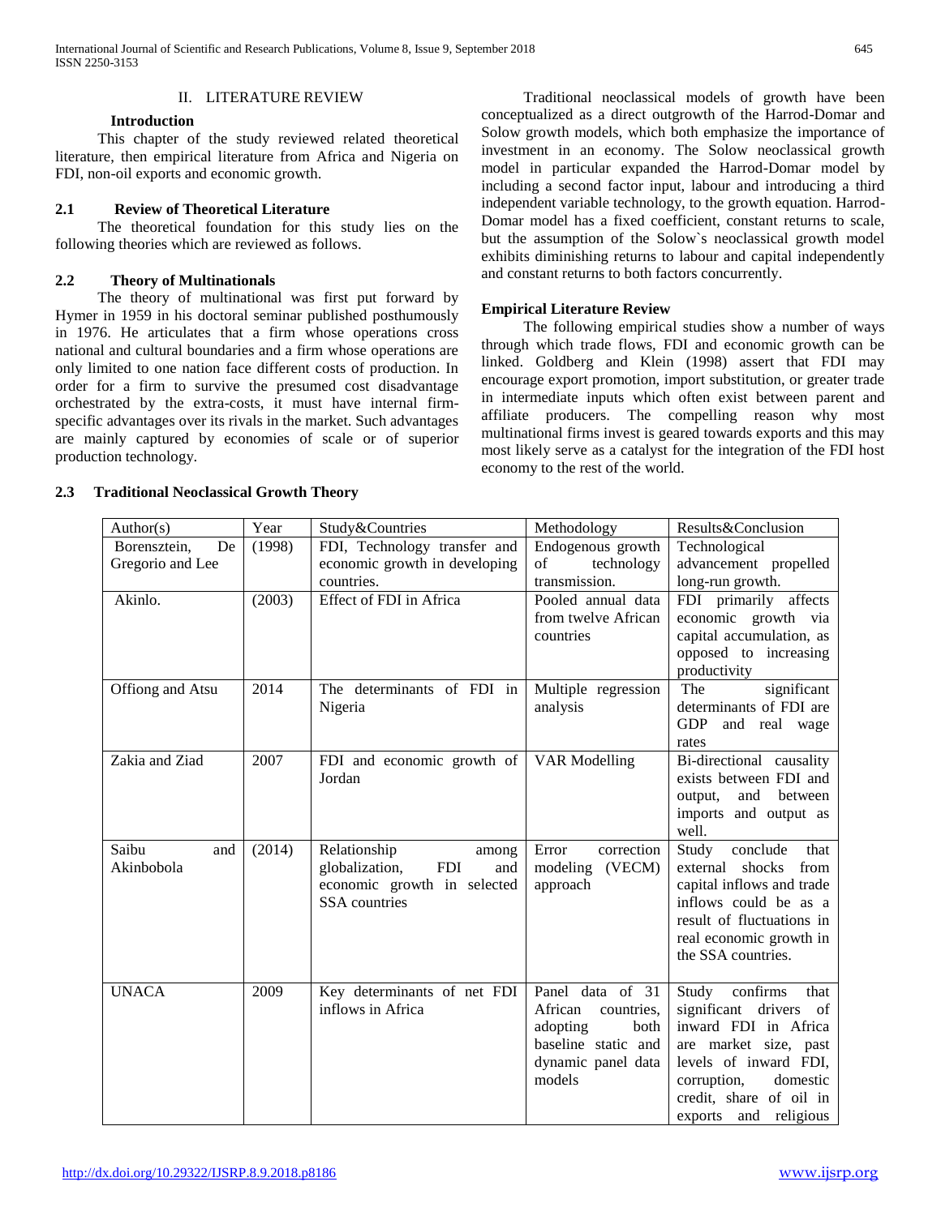## II. LITERATURE REVIEW

### Introduction

This chapter of the study reviewed related theoretical literature, then empirical literature from Africa and Nigeria on FDI, non-oil exports and economic growth.

### 2.1 Review of Theoretical Literature

The theoretical foundation for this study lies on the following theories which are reviewed as follows.

### 2.2 Theory of Multinationals

The theory of multinational was first put forward by Hymer in 1959 in his doctoral seminar published posthumously in 1976. He articulates that a firm whose operations cross national and cultural boundaries and a firm whose operations are only limited to one nation face different costs of production. In order for a firm to survive the presumed cost disadvantage orchestrated by the extra-costs, it must have internal firm-specific advantages over its rivals in the market. Such advantages are mainly captured by economies of scale or of superior production technology.

### 2.3 Traditional Neoclassical Growth Theory

Traditional neoclassical models of growth have been conceptualized as a direct outgrowth of the Harrod-Domar and Solow growth models, which both emphasize the importance of investment in an economy. The Solow neoclassical growth model in particular expanded the Harrod-Domar model by including a second factor input, labour and introducing a third independent variable technology, to the growth equation. Harrod-Domar model has a fixed coefficient, constant returns to scale, but the assumption of the Solow`s neoclassical growth model exhibits diminishing returns to labour and capital independently and constant returns to both factors concurrently.

### Empirical Literature Review

The following empirical studies show a number of ways through which trade flows, FDI and economic growth can be linked. Goldberg and Klein (1998) assert that FDI may encourage export promotion, import substitution, or greater trade in intermediate inputs which often exist between parent and affiliate producers. The compelling reason why most multinational firms invest is geared towards exports and this may most likely serve as a catalyst for the integration of the FDI host economy to the rest of the world.

| Author(s) | Year | Study&Countries | Methodology | Results&Conclusion |
|---|---|---|---|---|
| Borensztein, De Gregorio and Lee | (1998) | FDI, Technology transfer and economic growth in developing countries. | Endogenous growth of technology transmission. | Technological advancement propelled long-run growth. |
| Akinlo. | (2003) | Effect of FDI in Africa | Pooled annual data from twelve African countries | FDI primarily affects economic growth via capital accumulation, as opposed to increasing productivity |
| Offiong and Atsu | 2014 | The determinants of FDI in Nigeria | Multiple regression analysis | The significant determinants of FDI are GDP and real wage rates |
| Zakia and Ziad | 2007 | FDI and economic growth of Jordan | VAR Modelling | Bi-directional causality exists between FDI and output, and between imports and output as well. |
| Saibu and Akinbobola | (2014) | Relationship among globalization, FDI and economic growth in selected SSA countries | Error correction modeling (VECM) approach | Study conclude that external shocks from capital inflows and trade inflows could be as a result of fluctuations in real economic growth in the SSA countries. |
| UNACA | 2009 | Key determinants of net FDI inflows in Africa | Panel data of 31 African countries, adopting both baseline static and dynamic panel data models | Study confirms that significant drivers of inward FDI in Africa are market size, past levels of inward FDI, corruption, domestic credit, share of oil in exports and religious |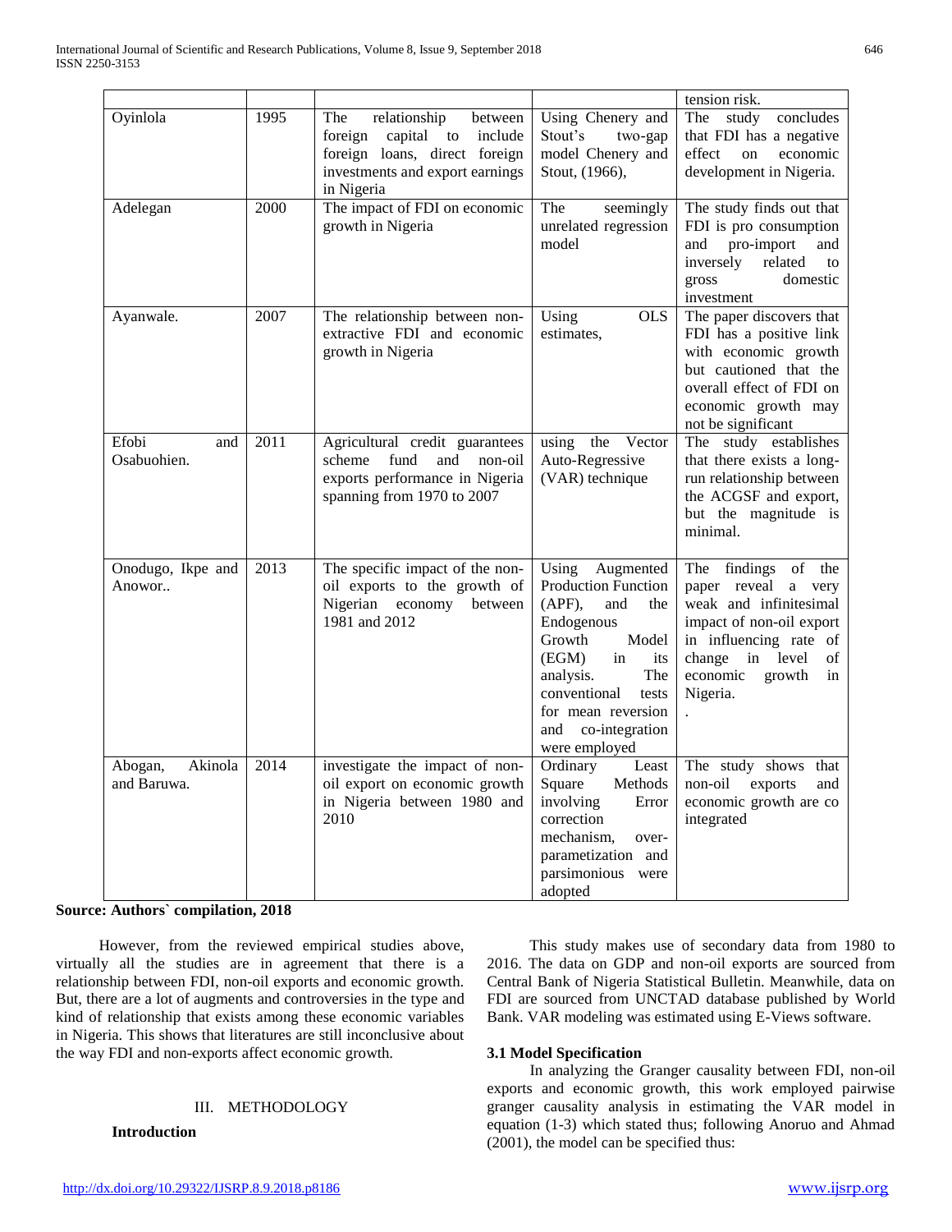| | | | | tension risk. |
|---|---|---|---|---|
| Oyinlola | 1995 | The relationship between foreign capital to include foreign loans, direct foreign investments and export earnings in Nigeria | Using Chenery and Stout's two-gap model Chenery and Stout, (1966), | The study concludes that FDI has a negative effect on economic development in Nigeria. |
| Adelegan | 2000 | The impact of FDI on economic growth in Nigeria | The seemingly unrelated regression model | The study finds out that FDI is pro consumption and pro-import and inversely related to gross domestic investment |
| Ayanwale. | 2007 | The relationship between non-extractive FDI and economic growth in Nigeria | Using OLS estimates, | The paper discovers that FDI has a positive link with economic growth but cautioned that the overall effect of FDI on economic growth may not be significant |
| Efobi and Osabuohien. | 2011 | Agricultural credit guarantees scheme fund and non-oil exports performance in Nigeria spanning from 1970 to 2007 | using the Vector Auto-Regressive (VAR) technique | The study establishes that there exists a long-run relationship between the ACGSF and export, but the magnitude is minimal. |
| Onodugo, Ikpe and Anowor.. | 2013 | The specific impact of the non-oil exports to the growth of Nigerian economy between 1981 and 2012 | Using Augmented Production Function (APF), and the Endogenous Growth Model (EGM) in its analysis. The conventional tests for mean reversion and co-integration were employed | The findings of the paper reveal a very weak and infinitesimal impact of non-oil export in influencing rate of change in level of economic growth in Nigeria. . |
| Abogan, Akinola and Baruwa. | 2014 | investigate the impact of non-oil export on economic growth in Nigeria between 1980 and 2010 | Ordinary Least Square Methods involving Error correction mechanism, over-parametization and parsimonious were adopted | The study shows that non-oil exports and economic growth are co integrated |

**Source: Authors` compilation, 2018**

However, from the reviewed empirical studies above, virtually all the studies are in agreement that there is a relationship between FDI, non-oil exports and economic growth. But, there are a lot of augments and controversies in the type and kind of relationship that exists among these economic variables in Nigeria. This shows that literatures are still inconclusive about the way FDI and non-exports affect economic growth.

## III. METHODOLOGY

**Introduction**

This study makes use of secondary data from 1980 to 2016. The data on GDP and non-oil exports are sourced from Central Bank of Nigeria Statistical Bulletin. Meanwhile, data on FDI are sourced from UNCTAD database published by World Bank. VAR modeling was estimated using E-Views software.

### 3.1 Model Specification

In analyzing the Granger causality between FDI, non-oil exports and economic growth, this work employed pairwise granger causality analysis in estimating the VAR model in equation (1-3) which stated thus; following Anoruo and Ahmad (2001), the model can be specified thus: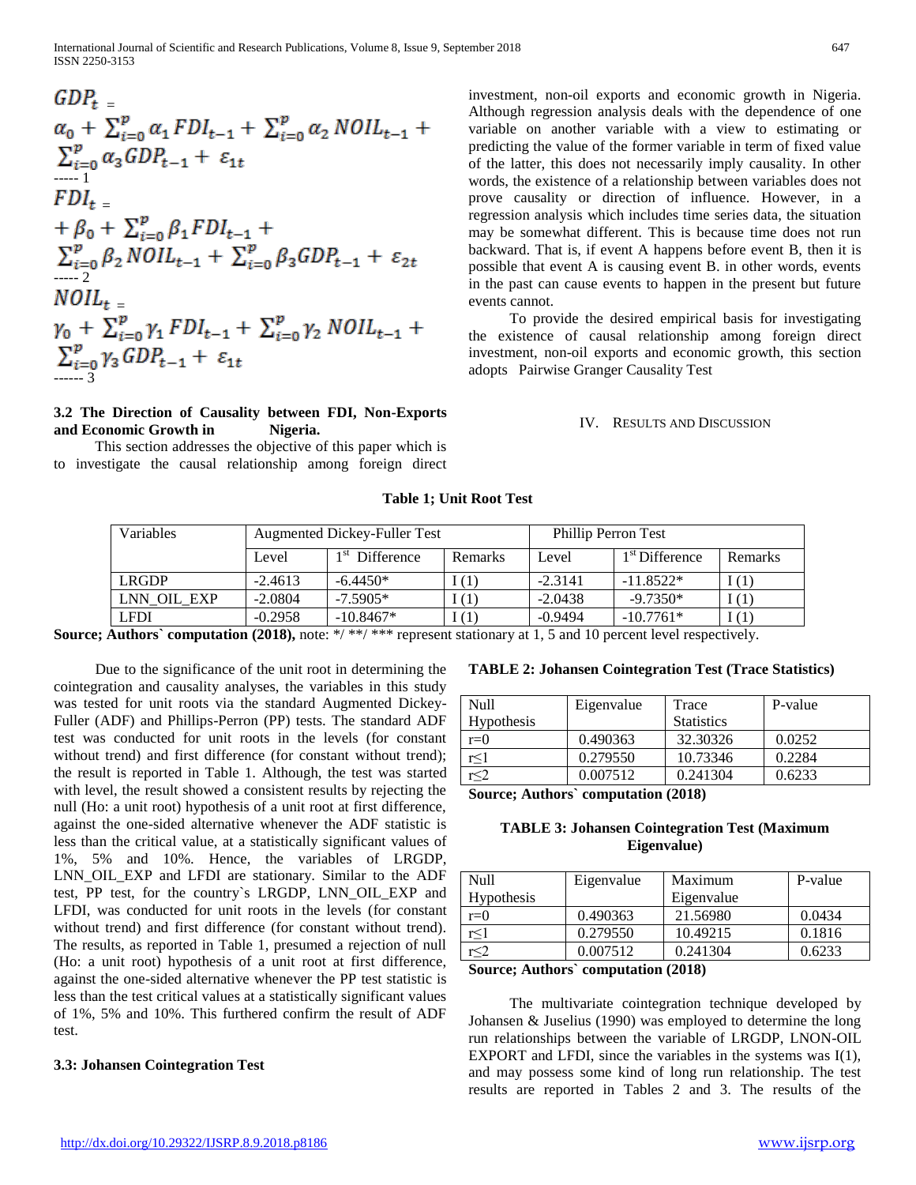$$GDP_t = \alpha_0 + \sum_{i=0}^{p} \alpha_1 FDI_{t-1} + \sum_{i=0}^{p} \alpha_2 NOIL_{t-1} + \sum_{i=0}^{p} \alpha_3 GDP_{t-1} + \varepsilon_{1t} \quad \text{----- 1}$$

$$FDI_t = + \beta_0 + \sum_{i=0}^{p} \beta_1 FDI_{t-1} + \sum_{i=0}^{p} \beta_2 NOIL_{t-1} + \sum_{i=0}^{p} \beta_3 GDP_{t-1} + \varepsilon_{2t} \quad \text{----- 2}$$

$$NOIL_t = \gamma_0 + \sum_{i=0}^{p} \gamma_1 FDI_{t-1} + \sum_{i=0}^{p} \gamma_2 NOIL_{t-1} + \sum_{i=0}^{p} \gamma_3 GDP_{t-1} + \varepsilon_{1t} \quad \text{------ 3}$$

### 3.2 The Direction of Causality between FDI, Non-Exports and Economic Growth in Nigeria.

This section addresses the objective of this paper which is to investigate the causal relationship among foreign direct investment, non-oil exports and economic growth in Nigeria. Although regression analysis deals with the dependence of one variable on another variable with a view to estimating or predicting the value of the former variable in term of fixed value of the latter, this does not necessarily imply causality. In other words, the existence of a relationship between variables does not prove causality or direction of influence. However, in a regression analysis which includes time series data, the situation may be somewhat different. This is because time does not run backward. That is, if event A happens before event B, then it is possible that event A is causing event B. in other words, events in the past can cause events to happen in the present but future events cannot.

To provide the desired empirical basis for investigating the existence of causal relationship among foreign direct investment, non-oil exports and economic growth, this section adopts Pairwise Granger Causality Test

## IV. Results and Discussion

**Table 1; Unit Root Test**

| Variables | Augmented Dickey-Fuller Test | | | Phillip Perron Test | | |
|---|---|---|---|---|---|---|
| | Level | 1st Difference | Remarks | Level | 1st Difference | Remarks |
| LRGDP | -2.4613 | -6.4450* | I (1) | -2.3141 | -11.8522* | I (1) |
| LNN_OIL_EXP | -2.0804 | -7.5905* | I (1) | -2.0438 | -9.7350* | I (1) |
| LFDI | -0.2958 | -10.8467* | I (1) | -0.9494 | -10.7761* | I (1) |

**Source; Authors` computation (2018),** note: */ **/ *** represent stationary at 1, 5 and 10 percent level respectively.

Due to the significance of the unit root in determining the cointegration and causality analyses, the variables in this study was tested for unit roots via the standard Augmented Dickey-Fuller (ADF) and Phillips-Perron (PP) tests. The standard ADF test was conducted for unit roots in the levels (for constant without trend) and first difference (for constant without trend); the result is reported in Table 1. Although, the test was started with level, the result showed a consistent results by rejecting the null (Ho: a unit root) hypothesis of a unit root at first difference, against the one-sided alternative whenever the ADF statistic is less than the critical value, at a statistically significant values of 1%, 5% and 10%. Hence, the variables of LRGDP, LNN_OIL_EXP and LFDI are stationary. Similar to the ADF test, PP test, for the country`s LRGDP, LNN_OIL_EXP and LFDI, was conducted for unit roots in the levels (for constant without trend) and first difference (for constant without trend). The results, as reported in Table 1, presumed a rejection of null (Ho: a unit root) hypothesis of a unit root at first difference, against the one-sided alternative whenever the PP test statistic is less than the test critical values at a statistically significant values of 1%, 5% and 10%. This furthered confirm the result of ADF test.

### 3.3: Johansen Cointegration Test

**TABLE 2: Johansen Cointegration Test (Trace Statistics)**

| Null Hypothesis | Eigenvalue | Trace Statistics | P-value |
|---|---|---|---|
| r=0 | 0.490363 | 32.30326 | 0.0252 |
| r≤1 | 0.279550 | 10.73346 | 0.2284 |
| r≤2 | 0.007512 | 0.241304 | 0.6233 |

**Source; Authors` computation (2018)**

**TABLE 3: Johansen Cointegration Test (Maximum Eigenvalue)**

| Null Hypothesis | Eigenvalue | Maximum Eigenvalue | P-value |
|---|---|---|---|
| r=0 | 0.490363 | 21.56980 | 0.0434 |
| r≤1 | 0.279550 | 10.49215 | 0.1816 |
| r≤2 | 0.007512 | 0.241304 | 0.6233 |

**Source; Authors` computation (2018)**

The multivariate cointegration technique developed by Johansen & Juselius (1990) was employed to determine the long run relationships between the variable of LRGDP, LNON-OIL EXPORT and LFDI, since the variables in the systems was I(1), and may possess some kind of long run relationship. The test results are reported in Tables 2 and 3. The results of the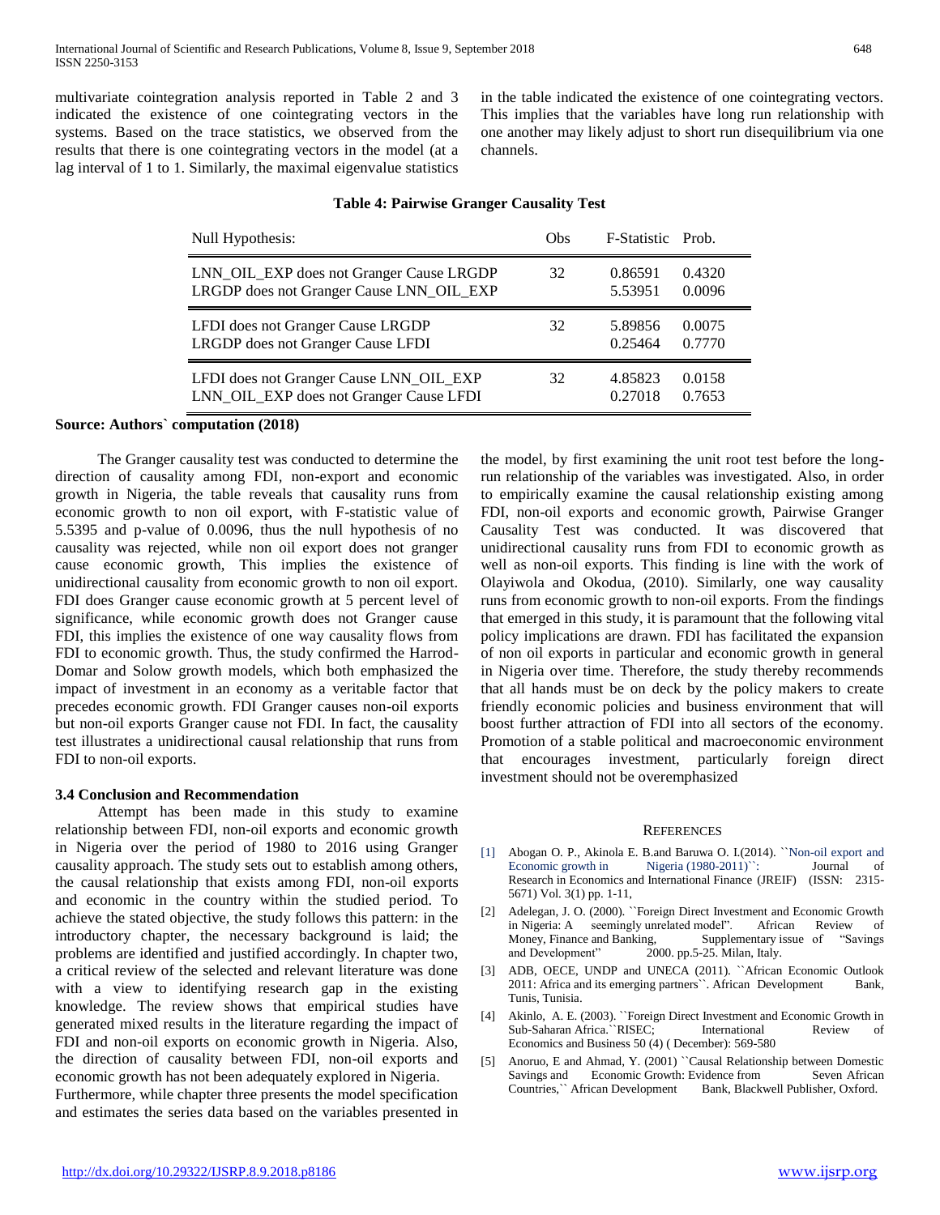multivariate cointegration analysis reported in Table 2 and 3 indicated the existence of one cointegrating vectors in the systems. Based on the trace statistics, we observed from the results that there is one cointegrating vectors in the model (at a lag interval of 1 to 1. Similarly, the maximal eigenvalue statistics in the table indicated the existence of one cointegrating vectors. This implies that the variables have long run relationship with one another may likely adjust to short run disequilibrium via one channels.

**Table 4: Pairwise Granger Causality Test**

| Null Hypothesis: | Obs | F-Statistic | Prob. |
|---|---|---|---|
| LNN_OIL_EXP does not Granger Cause LRGDP | 32 | 0.86591 | 0.4320 |
| LRGDP does not Granger Cause LNN_OIL_EXP | | 5.53951 | 0.0096 |
| LFDI does not Granger Cause LRGDP | 32 | 5.89856 | 0.0075 |
| LRGDP does not Granger Cause LFDI | | 0.25464 | 0.7770 |
| LFDI does not Granger Cause LNN_OIL_EXP | 32 | 4.85823 | 0.0158 |
| LNN_OIL_EXP does not Granger Cause LFDI | | 0.27018 | 0.7653 |

**Source: Authors` computation (2018)**

The Granger causality test was conducted to determine the direction of causality among FDI, non-export and economic growth in Nigeria, the table reveals that causality runs from economic growth to non oil export, with F-statistic value of 5.5395 and p-value of 0.0096, thus the null hypothesis of no causality was rejected, while non oil export does not granger cause economic growth, This implies the existence of unidirectional causality from economic growth to non oil export. FDI does Granger cause economic growth at 5 percent level of significance, while economic growth does not Granger cause FDI, this implies the existence of one way causality flows from FDI to economic growth. Thus, the study confirmed the Harrod-Domar and Solow growth models, which both emphasized the impact of investment in an economy as a veritable factor that precedes economic growth. FDI Granger causes non-oil exports but non-oil exports Granger cause not FDI. In fact, the causality test illustrates a unidirectional causal relationship that runs from FDI to non-oil exports.

### 3.4 Conclusion and Recommendation

Attempt has been made in this study to examine relationship between FDI, non-oil exports and economic growth in Nigeria over the period of 1980 to 2016 using Granger causality approach. The study sets out to establish among others, the causal relationship that exists among FDI, non-oil exports and economic in the country within the studied period. To achieve the stated objective, the study follows this pattern: in the introductory chapter, the necessary background is laid; the problems are identified and justified accordingly. In chapter two, a critical review of the selected and relevant literature was done with a view to identifying research gap in the existing knowledge. The review shows that empirical studies have generated mixed results in the literature regarding the impact of FDI and non-oil exports on economic growth in Nigeria. Also, the direction of causality between FDI, non-oil exports and economic growth has not been adequately explored in Nigeria.
Furthermore, while chapter three presents the model specification and estimates the series data based on the variables presented in the model, by first examining the unit root test before the long-run relationship of the variables was investigated. Also, in order to empirically examine the causal relationship existing among FDI, non-oil exports and economic growth, Pairwise Granger Causality Test was conducted. It was discovered that unidirectional causality runs from FDI to economic growth as well as non-oil exports. This finding is line with the work of Olayiwola and Okodua, (2010). Similarly, one way causality runs from economic growth to non-oil exports. From the findings that emerged in this study, it is paramount that the following vital policy implications are drawn. FDI has facilitated the expansion of non oil exports in particular and economic growth in general in Nigeria over time. Therefore, the study thereby recommends that all hands must be on deck by the policy makers to create friendly economic policies and business environment that will boost further attraction of FDI into all sectors of the economy. Promotion of a stable political and macroeconomic environment that encourages investment, particularly foreign direct investment should not be overemphasized

## REFERENCES

[1] Abogan O. P., Akinola E. B.and Baruwa O. I.(2014). ``Non-oil export and Economic growth in Nigeria (1980-2011)``: Journal of Research in Economics and International Finance (JREIF) (ISSN: 2315-5671) Vol. 3(1) pp. 1-11,

[2] Adelegan, J. O. (2000). ``Foreign Direct Investment and Economic Growth in Nigeria: A seemingly unrelated model". African Review of Money, Finance and Banking, Supplementary issue of "Savings and Development" 2000. pp.5-25. Milan, Italy.

[3] ADB, OECE, UNDP and UNECA (2011). ``African Economic Outlook 2011: Africa and its emerging partners``. African Development Bank, Tunis, Tunisia.

[4] Akinlo, A. E. (2003). ``Foreign Direct Investment and Economic Growth in Sub-Saharan Africa.``RISEC; International Review of Economics and Business 50 (4) ( December): 569-580

[5] Anoruo, E and Ahmad, Y. (2001) ``Causal Relationship between Domestic Savings and Economic Growth: Evidence from Seven African Countries,`` African Development Bank, Blackwell Publisher, Oxford.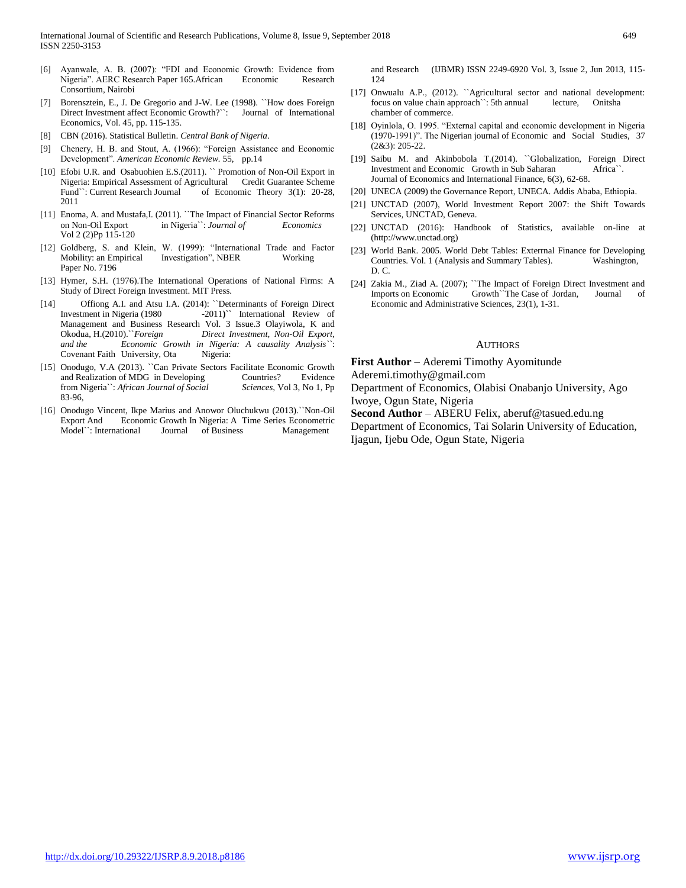[6] Ayanwale, A. B. (2007): "FDI and Economic Growth: Evidence from Nigeria". AERC Research Paper 165.African Economic Research Consortium, Nairobi

[7] Borensztein, E., J. De Gregorio and J-W. Lee (1998). ``How does Foreign Direct Investment affect Economic Growth?``: Journal of International Economics, Vol. 45, pp. 115-135.

[8] CBN (2016). Statistical Bulletin. *Central Bank of Nigeria*.

[9] Chenery, H. B. and Stout, A. (1966): "Foreign Assistance and Economic Development". *American Economic Review.* 55, pp.14

[10] Efobi U.R. and Osabuohien E.S.(2011). `` Promotion of Non-Oil Export in Nigeria: Empirical Assessment of Agricultural Credit Guarantee Scheme Fund``: Current Research Journal of Economic Theory 3(1): 20-28, 2011

[11] Enoma, A. and Mustafa,I. (2011). ``The Impact of Financial Sector Reforms on Non-Oil Export in Nigeria``: *Journal of Economics* Vol 2 (2)Pp 115-120

[12] Goldberg, S. and Klein, W. (1999): "International Trade and Factor Mobility: an Empirical Investigation", NBER Working Paper No. 7196

[13] Hymer, S.H. (1976).The International Operations of National Firms: A Study of Direct Foreign Investment. MIT Press.

[14] Offiong A.I. and Atsu I.A. (2014): ``Determinants of Foreign Direct Investment in Nigeria (1980 -2011)`` International Review of Management and Business Research Vol. 3 Issue.3 Olayiwola, K and Okodua, H.(2010).``*Foreign Direct Investment, Non-Oil Export, and the Economic Growth in Nigeria: A causality Analysis*``: Covenant Faith University, Ota Nigeria:

[15] Onodugo, V.A (2013). ``Can Private Sectors Facilitate Economic Growth and Realization of MDG in Developing Countries? Evidence from Nigeria``: *African Journal of Social Sciences*, Vol 3, No 1, Pp 83-96,

[16] Onodugo Vincent, Ikpe Marius and Anowor Oluchukwu (2013).``Non-Oil Export And Economic Growth In Nigeria: A Time Series Econometric Model``: International Journal of Business Management and Research (IJBMR) ISSN 2249-6920 Vol. 3, Issue 2, Jun 2013, 115-124

[17] Onwualu A.P., (2012). ``Agricultural sector and national development: focus on value chain approach``: 5th annual lecture, Onitsha chamber of commerce.

[18] Oyinlola, O. 1995. "External capital and economic development in Nigeria (1970-1991)". The Nigerian journal of Economic and Social Studies, 37 (2&3): 205-22.

[19] Saibu M. and Akinbobola T.(2014). ``Globalization, Foreign Direct Investment and Economic Growth in Sub Saharan Africa``. Journal of Economics and International Finance, 6(3), 62-68.

[20] UNECA (2009) the Governance Report, UNECA. Addis Ababa, Ethiopia.

[21] UNCTAD (2007), World Investment Report 2007: the Shift Towards Services, UNCTAD, Geneva.

[22] UNCTAD (2016): Handbook of Statistics, available on-line at (http://www.unctad.org)

[23] World Bank. 2005. World Debt Tables: Exterrnal Finance for Developing Countries. Vol. 1 (Analysis and Summary Tables). Washington, D. C.

[24] Zakia M., Ziad A. (2007); ``The Impact of Foreign Direct Investment and Imports on Economic Growth``The Case of Jordan, Journal of Economic and Administrative Sciences, 23(1), 1-31.

## AUTHORS

**First Author** – Aderemi Timothy Ayomitunde
Aderemi.timothy@gmail.com
Department of Economics, Olabisi Onabanjo University, Ago Iwoye, Ogun State, Nigeria

**Second Author** – ABERU Felix, aberuf@tasued.edu.ng
Department of Economics, Tai Solarin University of Education, Ijagun, Ijebu Ode, Ogun State, Nigeria